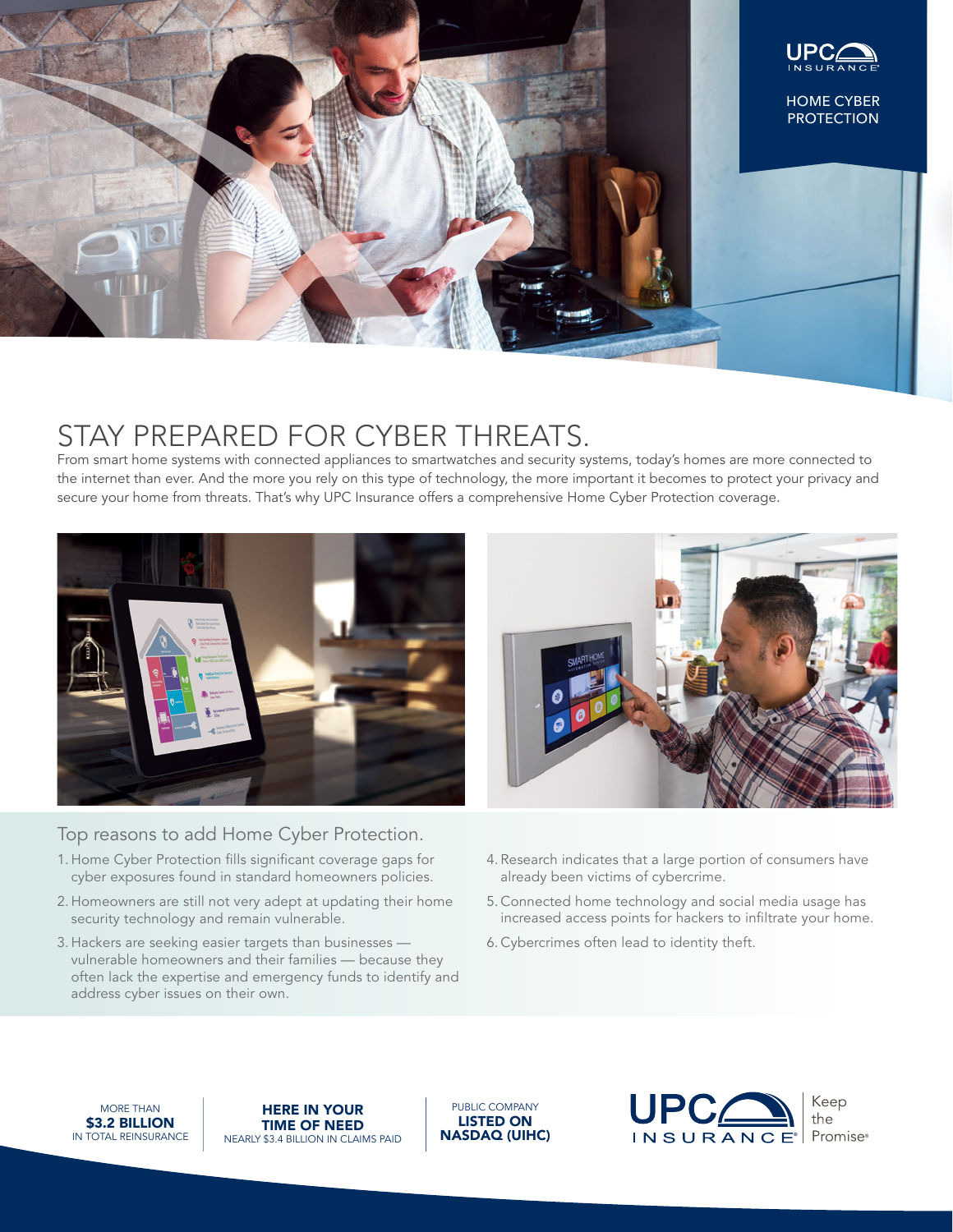UPC INSURANCE

HOME CYBER PROTECTION

# STAY PREPARED FOR CYBER THREATS.

From smart home systems with connected appliances to smartwatches and security systems, today's homes are more connected to the internet than ever. And the more you rely on this type of technology, the more important it becomes to protect your privacy and secure your home from threats. That's why UPC Insurance offers a comprehensive Home Cyber Protection coverage.

## Top reasons to add Home Cyber Protection.

1. Home Cyber Protection fills significant coverage gaps for cyber exposures found in standard homeowners policies.
2. Homeowners are still not very adept at updating their home security technology and remain vulnerable.
3. Hackers are seeking easier targets than businesses — vulnerable homeowners and their families — because they often lack the expertise and emergency funds to identify and address cyber issues on their own.
4. Research indicates that a large portion of consumers have already been victims of cybercrime.
5. Connected home technology and social media usage has increased access points for hackers to infiltrate your home.
6. Cybercrimes often lead to identity theft.

MORE THAN **$3.2 BILLION** IN TOTAL REINSURANCE

**HERE IN YOUR TIME OF NEED** NEARLY $3.4 BILLION IN CLAIMS PAID

PUBLIC COMPANY **LISTED ON NASDAQ (UIHC)**

UPC INSURANCE® Keep the Promise®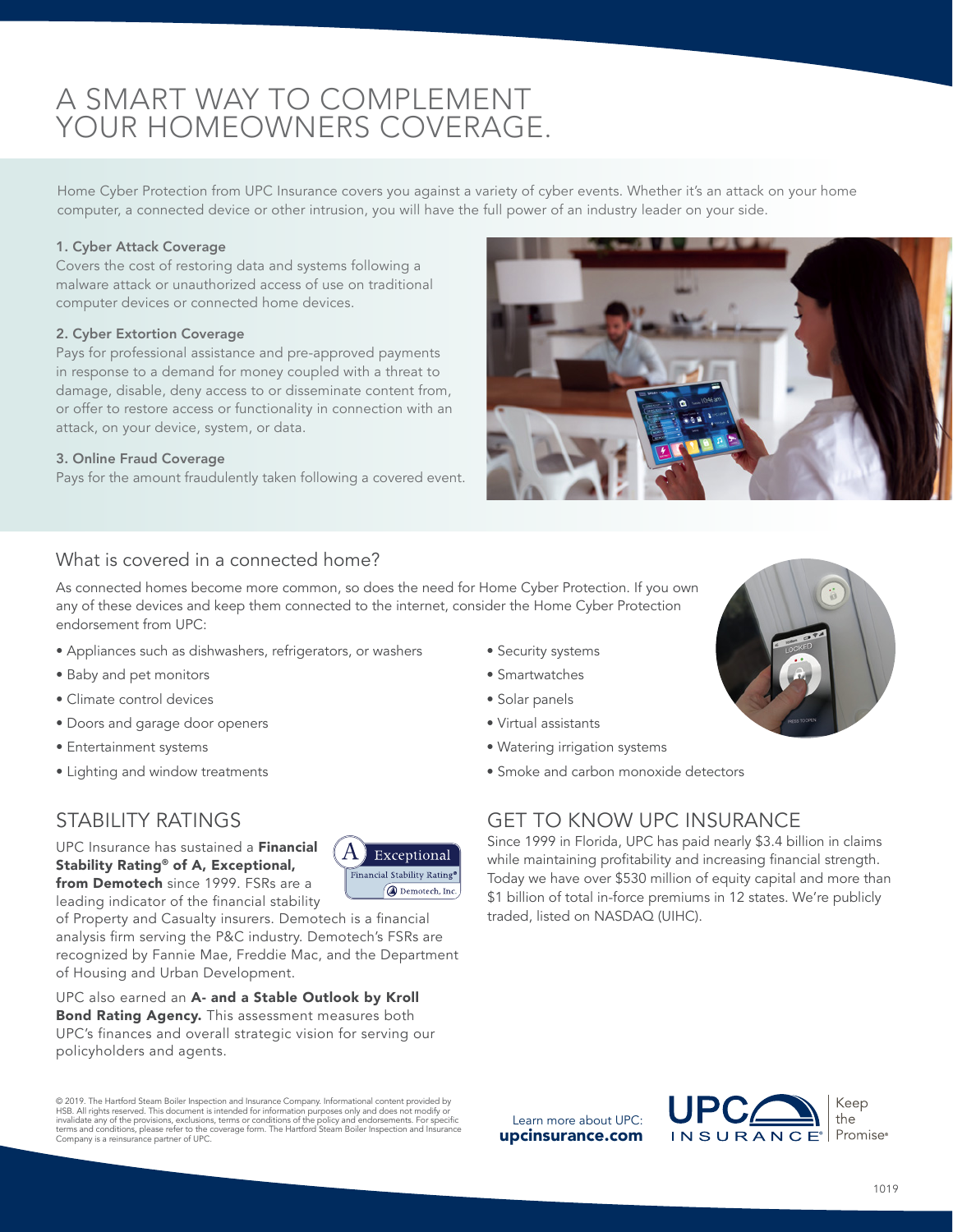# A SMART WAY TO COMPLEMENT YOUR HOMEOWNERS COVERAGE.

Home Cyber Protection from UPC Insurance covers you against a variety of cyber events. Whether it's an attack on your home computer, a connected device or other intrusion, you will have the full power of an industry leader on your side.

**1. Cyber Attack Coverage**
Covers the cost of restoring data and systems following a malware attack or unauthorized access of use on traditional computer devices or connected home devices.

**2. Cyber Extortion Coverage**
Pays for professional assistance and pre-approved payments in response to a demand for money coupled with a threat to damage, disable, deny access to or disseminate content from, or offer to restore access or functionality in connection with an attack, on your device, system, or data.

**3. Online Fraud Coverage**
Pays for the amount fraudulently taken following a covered event.

## What is covered in a connected home?

As connected homes become more common, so does the need for Home Cyber Protection. If you own any of these devices and keep them connected to the internet, consider the Home Cyber Protection endorsement from UPC:

- Appliances such as dishwashers, refrigerators, or washers
- Baby and pet monitors
- Climate control devices
- Doors and garage door openers
- Entertainment systems
- Lighting and window treatments
- Security systems
- Smartwatches
- Solar panels
- Virtual assistants
- Watering irrigation systems
- Smoke and carbon monoxide detectors

## STABILITY RATINGS

UPC Insurance has sustained a **Financial Stability Rating® of A, Exceptional, from Demotech** since 1999. FSRs are a leading indicator of the financial stability of Property and Casualty insurers. Demotech is a financial analysis firm serving the P&C industry. Demotech's FSRs are recognized by Fannie Mae, Freddie Mac, and the Department of Housing and Urban Development.

A Exceptional
Financial Stability Rating®
Demotech, Inc.

UPC also earned an **A- and a Stable Outlook by Kroll Bond Rating Agency.** This assessment measures both UPC's finances and overall strategic vision for serving our policyholders and agents.

## GET TO KNOW UPC INSURANCE

Since 1999 in Florida, UPC has paid nearly $3.4 billion in claims while maintaining profitability and increasing financial strength. Today we have over $530 million of equity capital and more than $1 billion of total in-force premiums in 12 states. We're publicly traded, listed on NASDAQ (UIHC).

© 2019. The Hartford Steam Boiler Inspection and Insurance Company. Informational content provided by HSB. All rights reserved. This document is intended for information purposes only and does not modify or invalidate any of the provisions, exclusions, terms or conditions of the policy and endorsements. For specific terms and conditions, please refer to the coverage form. The Hartford Steam Boiler Inspection and Insurance Company is a reinsurance partner of UPC.

Learn more about UPC:
**upcinsurance.com**

UPC INSURANCE® | Keep the Promise®

1019